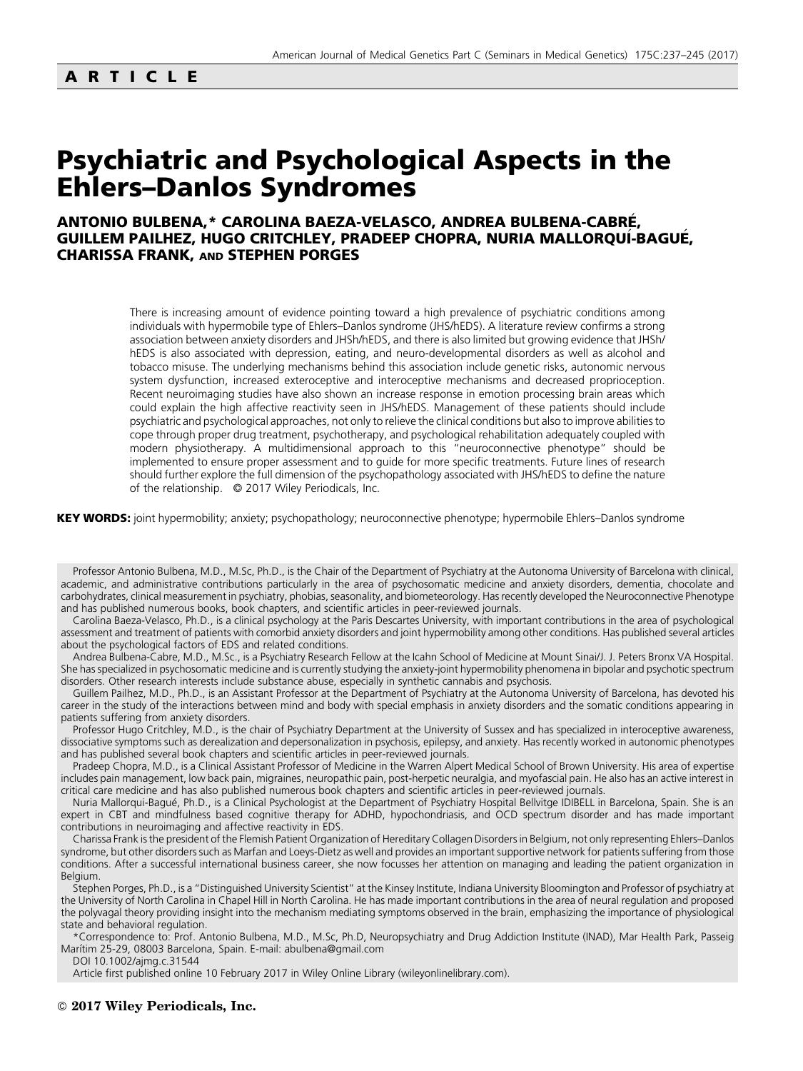**ARTICLE**

# Psychiatric and Psychological Aspects in the Ehlers–Danlos Syndromes

**ANTONIO BULBENA,* CAROLINA BAEZA-VELASCO, ANDREA BULBENA-CABRÉ, GUILLEM PAILHEZ, HUGO CRITCHLEY, PRADEEP CHOPRA, NURIA MALLORQUÍ-BAGUÉ, CHARISSA FRANK, AND STEPHEN PORGES**

There is increasing amount of evidence pointing toward a high prevalence of psychiatric conditions among individuals with hypermobile type of Ehlers–Danlos syndrome (JHS/hEDS). A literature review confirms a strong association between anxiety disorders and JHSh/hEDS, and there is also limited but growing evidence that JHSh/hEDS is also associated with depression, eating, and neuro-developmental disorders as well as alcohol and tobacco misuse. The underlying mechanisms behind this association include genetic risks, autonomic nervous system dysfunction, increased exteroceptive and interoceptive mechanisms and decreased proprioception. Recent neuroimaging studies have also shown an increase response in emotion processing brain areas which could explain the high affective reactivity seen in JHS/hEDS. Management of these patients should include psychiatric and psychological approaches, not only to relieve the clinical conditions but also to improve abilities to cope through proper drug treatment, psychotherapy, and psychological rehabilitation adequately coupled with modern physiotherapy. A multidimensional approach to this "neuroconnective phenotype" should be implemented to ensure proper assessment and to guide for more specific treatments. Future lines of research should further explore the full dimension of the psychopathology associated with JHS/hEDS to define the nature of the relationship. © 2017 Wiley Periodicals, Inc.

**KEY WORDS:** joint hypermobility; anxiety; psychopathology; neuroconnective phenotype; hypermobile Ehlers–Danlos syndrome

Professor Antonio Bulbena, M.D., M.Sc, Ph.D., is the Chair of the Department of Psychiatry at the Autonoma University of Barcelona with clinical, academic, and administrative contributions particularly in the area of psychosomatic medicine and anxiety disorders, dementia, chocolate and carbohydrates, clinical measurement in psychiatry, phobias, seasonality, and biometeorology. Has recently developed the Neuroconnective Phenotype and has published numerous books, book chapters, and scientific articles in peer-reviewed journals.

Carolina Baeza-Velasco, Ph.D., is a clinical psychology at the Paris Descartes University, with important contributions in the area of psychological assessment and treatment of patients with comorbid anxiety disorders and joint hypermobility among other conditions. Has published several articles about the psychological factors of EDS and related conditions.

Andrea Bulbena-Cabre, M.D., M.Sc., is a Psychiatry Research Fellow at the Icahn School of Medicine at Mount Sinai/J. J. Peters Bronx VA Hospital. She has specialized in psychosomatic medicine and is currently studying the anxiety-joint hypermobility phenomena in bipolar and psychotic spectrum disorders. Other research interests include substance abuse, especially in synthetic cannabis and psychosis.

Guillem Pailhez, M.D., Ph.D., is an Assistant Professor at the Department of Psychiatry at the Autonoma University of Barcelona, has devoted his career in the study of the interactions between mind and body with special emphasis in anxiety disorders and the somatic conditions appearing in patients suffering from anxiety disorders.

Professor Hugo Critchley, M.D., is the chair of Psychiatry Department at the University of Sussex and has specialized in interoceptive awareness, dissociative symptoms such as derealization and depersonalization in psychosis, epilepsy, and anxiety. Has recently worked in autonomic phenotypes and has published several book chapters and scientific articles in peer-reviewed journals.

Pradeep Chopra, M.D., is a Clinical Assistant Professor of Medicine in the Warren Alpert Medical School of Brown University. His area of expertise includes pain management, low back pain, migraines, neuropathic pain, post-herpetic neuralgia, and myofascial pain. He also has an active interest in critical care medicine and has also published numerous book chapters and scientific articles in peer-reviewed journals.

Nuria Mallorqui-Bagué, Ph.D., is a Clinical Psychologist at the Department of Psychiatry Hospital Bellvitge IDIBELL in Barcelona, Spain. She is an expert in CBT and mindfulness based cognitive therapy for ADHD, hypochondriasis, and OCD spectrum disorder and has made important contributions in neuroimaging and affective reactivity in EDS.

Charissa Frank is the president of the Flemish Patient Organization of Hereditary Collagen Disorders in Belgium, not only representing Ehlers–Danlos syndrome, but other disorders such as Marfan and Loeys-Dietz as well and provides an important supportive network for patients suffering from those conditions. After a successful international business career, she now focusses her attention on managing and leading the patient organization in Belgium.

Stephen Porges, Ph.D., is a "Distinguished University Scientist" at the Kinsey Institute, Indiana University Bloomington and Professor of psychiatry at the University of North Carolina in Chapel Hill in North Carolina. He has made important contributions in the area of neural regulation and proposed the polyvagal theory providing insight into the mechanism mediating symptoms observed in the brain, emphasizing the importance of physiological state and behavioral regulation.

*Correspondence to: Prof. Antonio Bulbena, M.D., M.Sc, Ph.D, Neuropsychiatry and Drug Addiction Institute (INAD), Mar Health Park, Passeig Marítim 25-29, 08003 Barcelona, Spain. E-mail: abulbena@gmail.com

DOI 10.1002/ajmg.c.31544

Article first published online 10 February 2017 in Wiley Online Library (wileyonlinelibrary.com).

© 2017 Wiley Periodicals, Inc.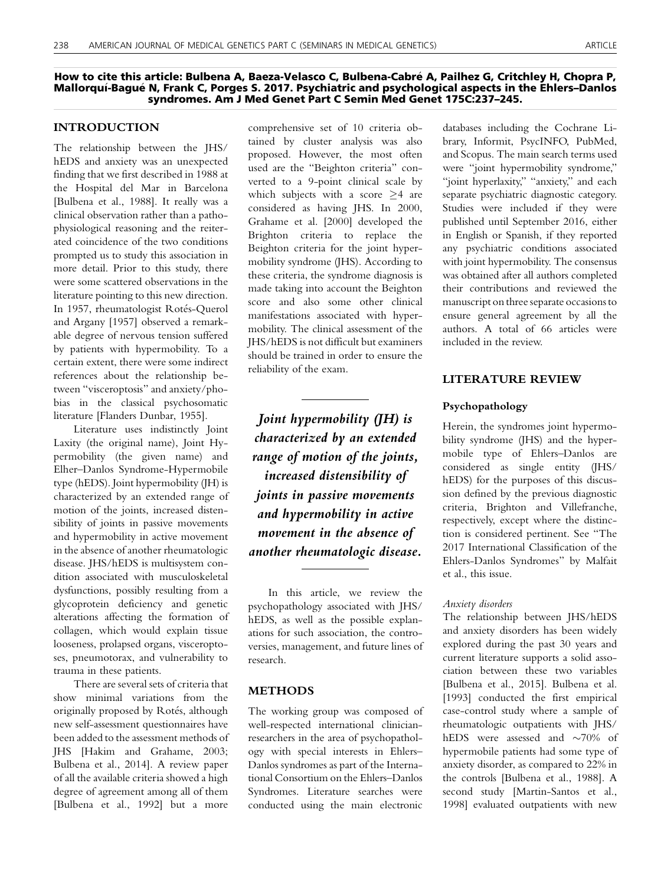**How to cite this article: Bulbena A, Baeza-Velasco C, Bulbena-Cabré A, Pailhez G, Critchley H, Chopra P, Mallorquí-Bagué N, Frank C, Porges S. 2017. Psychiatric and psychological aspects in the Ehlers–Danlos syndromes. Am J Med Genet Part C Semin Med Genet 175C:237–245.**

## INTRODUCTION

The relationship between the JHS/hEDS and anxiety was an unexpected finding that we first described in 1988 at the Hospital del Mar in Barcelona [Bulbena et al., 1988]. It really was a clinical observation rather than a pathophysiological reasoning and the reiterated coincidence of the two conditions prompted us to study this association in more detail. Prior to this study, there were some scattered observations in the literature pointing to this new direction. In 1957, rheumatologist Rotés-Querol and Argany [1957] observed a remarkable degree of nervous tension suffered by patients with hypermobility. To a certain extent, there were some indirect references about the relationship between "visceroptosis" and anxiety/phobias in the classical psychosomatic literature [Flanders Dunbar, 1955].

Literature uses indistinctly Joint Laxity (the original name), Joint Hypermobility (the given name) and Elher–Danlos Syndrome-Hypermobile type (hEDS). Joint hypermobility (JH) is characterized by an extended range of motion of the joints, increased distensibility of joints in passive movements and hypermobility in active movement in the absence of another rheumatologic disease. JHS/hEDS is multisystem condition associated with musculoskeletal dysfunctions, possibly resulting from a glycoprotein deficiency and genetic alterations affecting the formation of collagen, which would explain tissue looseness, prolapsed organs, visceroptoses, pneumotorax, and vulnerability to trauma in these patients.

There are several sets of criteria that show minimal variations from the originally proposed by Rotés, although new self-assessment questionnaires have been added to the assessment methods of JHS [Hakim and Grahame, 2003; Bulbena et al., 2014]. A review paper of all the available criteria showed a high degree of agreement among all of them [Bulbena et al., 1992] but a more comprehensive set of 10 criteria obtained by cluster analysis was also proposed. However, the most often used are the "Beighton criteria" converted to a 9-point clinical scale by which subjects with a score $\geq 4$ are considered as having JHS. In 2000, Grahame et al. [2000] developed the Brighton criteria to replace the Beighton criteria for the joint hypermobility syndrome (JHS). According to these criteria, the syndrome diagnosis is made taking into account the Beighton score and also some other clinical manifestations associated with hypermobility. The clinical assessment of the JHS/hEDS is not difficult but examiners should be trained in order to ensure the reliability of the exam.

*Joint hypermobility (JH) is characterized by an extended range of motion of the joints, increased distensibility of joints in passive movements and hypermobility in active movement in the absence of another rheumatologic disease.*

In this article, we review the psychopathology associated with JHS/hEDS, as well as the possible explanations for such association, the controversies, management, and future lines of research.

## METHODS

The working group was composed of well-respected international clinician-researchers in the area of psychopathology with special interests in Ehlers–Danlos syndromes as part of the International Consortium on the Ehlers–Danlos Syndromes. Literature searches were conducted using the main electronic databases including the Cochrane Library, Informit, PsycINFO, PubMed, and Scopus. The main search terms used were "joint hypermobility syndrome," "joint hyperlaxity," "anxiety," and each separate psychiatric diagnostic category. Studies were included if they were published until September 2016, either in English or Spanish, if they reported any psychiatric conditions associated with joint hypermobility. The consensus was obtained after all authors completed their contributions and reviewed the manuscript on three separate occasions to ensure general agreement by all the authors. A total of 66 articles were included in the review.

## LITERATURE REVIEW

### Psychopathology

Herein, the syndromes joint hypermobility syndrome (JHS) and the hypermobile type of Ehlers–Danlos are considered as single entity (JHS/hEDS) for the purposes of this discussion defined by the previous diagnostic criteria, Brighton and Villefranche, respectively, except where the distinction is considered pertinent. See "The 2017 International Classification of the Ehlers-Danlos Syndromes" by Malfait et al., this issue.

#### *Anxiety disorders*

The relationship between JHS/hEDS and anxiety disorders has been widely explored during the past 30 years and current literature supports a solid association between these two variables [Bulbena et al., 2015]. Bulbena et al. [1993] conducted the first empirical case-control study where a sample of rheumatologic outpatients with JHS/hEDS were assessed and ~70% of hypermobile patients had some type of anxiety disorder, as compared to 22% in the controls [Bulbena et al., 1988]. A second study [Martin-Santos et al., 1998] evaluated outpatients with new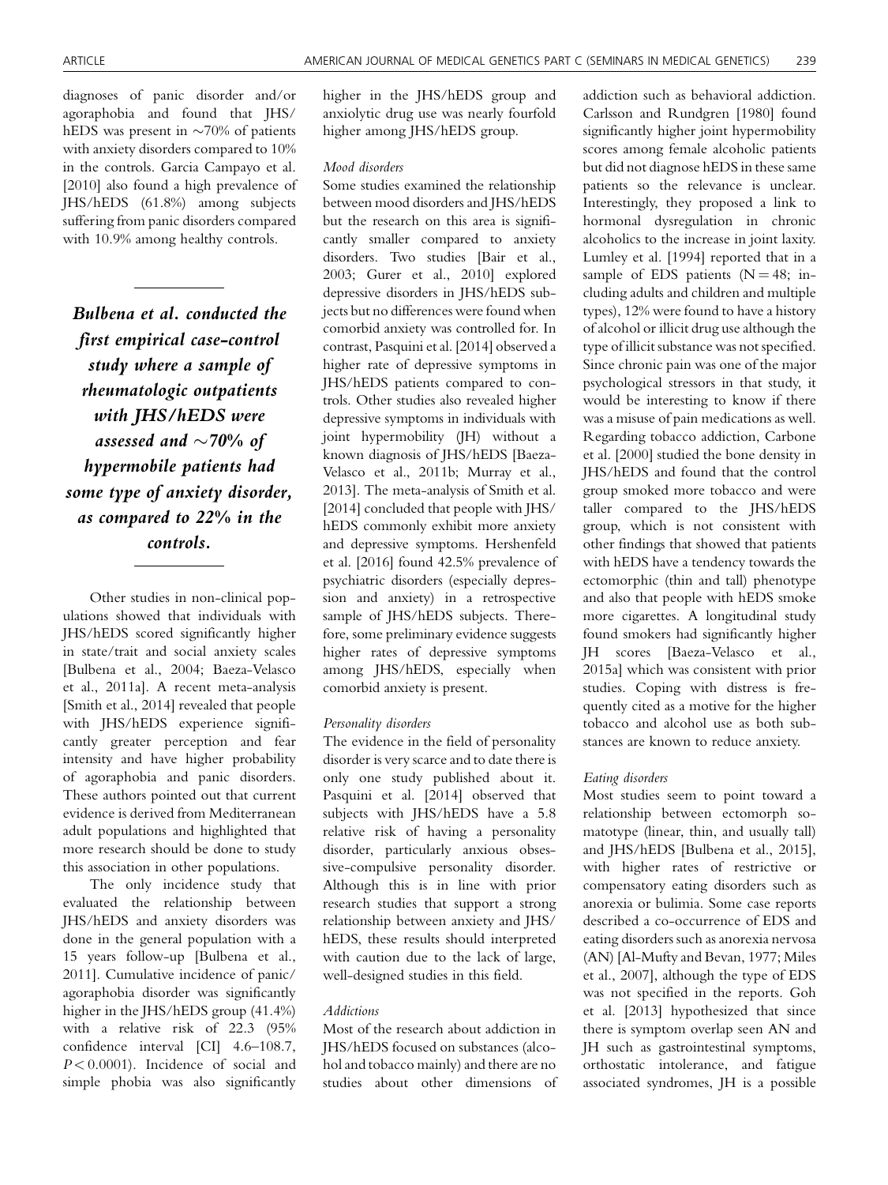diagnoses of panic disorder and/or agoraphobia and found that JHS/hEDS was present in ~70% of patients with anxiety disorders compared to 10% in the controls. Garcia Campayo et al. [2010] also found a high prevalence of JHS/hEDS (61.8%) among subjects suffering from panic disorders compared with 10.9% among healthy controls.

***Bulbena et al. conducted the first empirical case-control study where a sample of rheumatologic outpatients with JHS/hEDS were assessed and ~70% of hypermobile patients had some type of anxiety disorder, as compared to 22% in the controls.***

Other studies in non-clinical populations showed that individuals with JHS/hEDS scored significantly higher in state/trait and social anxiety scales [Bulbena et al., 2004; Baeza-Velasco et al., 2011a]. A recent meta-analysis [Smith et al., 2014] revealed that people with JHS/hEDS experience significantly greater perception and fear intensity and have higher probability of agoraphobia and panic disorders. These authors pointed out that current evidence is derived from Mediterranean adult populations and highlighted that more research should be done to study this association in other populations.

The only incidence study that evaluated the relationship between JHS/hEDS and anxiety disorders was done in the general population with a 15 years follow-up [Bulbena et al., 2011]. Cumulative incidence of panic/agoraphobia disorder was significantly higher in the JHS/hEDS group (41.4%) with a relative risk of 22.3 (95% confidence interval [CI] 4.6–108.7, $P < 0.0001$). Incidence of social and simple phobia was also significantly higher in the JHS/hEDS group and anxiolytic drug use was nearly fourfold higher among JHS/hEDS group.

*Mood disorders*

Some studies examined the relationship between mood disorders and JHS/hEDS but the research on this area is significantly smaller compared to anxiety disorders. Two studies [Bair et al., 2003; Gurer et al., 2010] explored depressive disorders in JHS/hEDS subjects but no differences were found when comorbid anxiety was controlled for. In contrast, Pasquini et al. [2014] observed a higher rate of depressive symptoms in JHS/hEDS patients compared to controls. Other studies also revealed higher depressive symptoms in individuals with joint hypermobility (JH) without a known diagnosis of JHS/hEDS [Baeza-Velasco et al., 2011b; Murray et al., 2013]. The meta-analysis of Smith et al. [2014] concluded that people with JHS/hEDS commonly exhibit more anxiety and depressive symptoms. Hershenfeld et al. [2016] found 42.5% prevalence of psychiatric disorders (especially depression and anxiety) in a retrospective sample of JHS/hEDS subjects. Therefore, some preliminary evidence suggests higher rates of depressive symptoms among JHS/hEDS, especially when comorbid anxiety is present.

*Personality disorders*

The evidence in the field of personality disorder is very scarce and to date there is only one study published about it. Pasquini et al. [2014] observed that subjects with JHS/hEDS have a 5.8 relative risk of having a personality disorder, particularly anxious obsessive-compulsive personality disorder. Although this is in line with prior research studies that support a strong relationship between anxiety and JHS/hEDS, these results should interpreted with caution due to the lack of large, well-designed studies in this field.

*Addictions*

Most of the research about addiction in JHS/hEDS focused on substances (alcohol and tobacco mainly) and there are no studies about other dimensions of addiction such as behavioral addiction. Carlsson and Rundgren [1980] found significantly higher joint hypermobility scores among female alcoholic patients but did not diagnose hEDS in these same patients so the relevance is unclear. Interestingly, they proposed a link to hormonal dysregulation in chronic alcoholics to the increase in joint laxity. Lumley et al. [1994] reported that in a sample of EDS patients (N = 48; including adults and children and multiple types), 12% were found to have a history of alcohol or illicit drug use although the type of illicit substance was not specified. Since chronic pain was one of the major psychological stressors in that study, it would be interesting to know if there was a misuse of pain medications as well. Regarding tobacco addiction, Carbone et al. [2000] studied the bone density in JHS/hEDS and found that the control group smoked more tobacco and were taller compared to the JHS/hEDS group, which is not consistent with other findings that showed that patients with hEDS have a tendency towards the ectomorphic (thin and tall) phenotype and also that people with hEDS smoke more cigarettes. A longitudinal study found smokers had significantly higher JH scores [Baeza-Velasco et al., 2015a] which was consistent with prior studies. Coping with distress is frequently cited as a motive for the higher tobacco and alcohol use as both substances are known to reduce anxiety.

*Eating disorders*

Most studies seem to point toward a relationship between ectomorph somatotype (linear, thin, and usually tall) and JHS/hEDS [Bulbena et al., 2015], with higher rates of restrictive or compensatory eating disorders such as anorexia or bulimia. Some case reports described a co-occurrence of EDS and eating disorders such as anorexia nervosa (AN) [Al-Mufty and Bevan, 1977; Miles et al., 2007], although the type of EDS was not specified in the reports. Goh et al. [2013] hypothesized that since there is symptom overlap seen AN and JH such as gastrointestinal symptoms, orthostatic intolerance, and fatigue associated syndromes, JH is a possible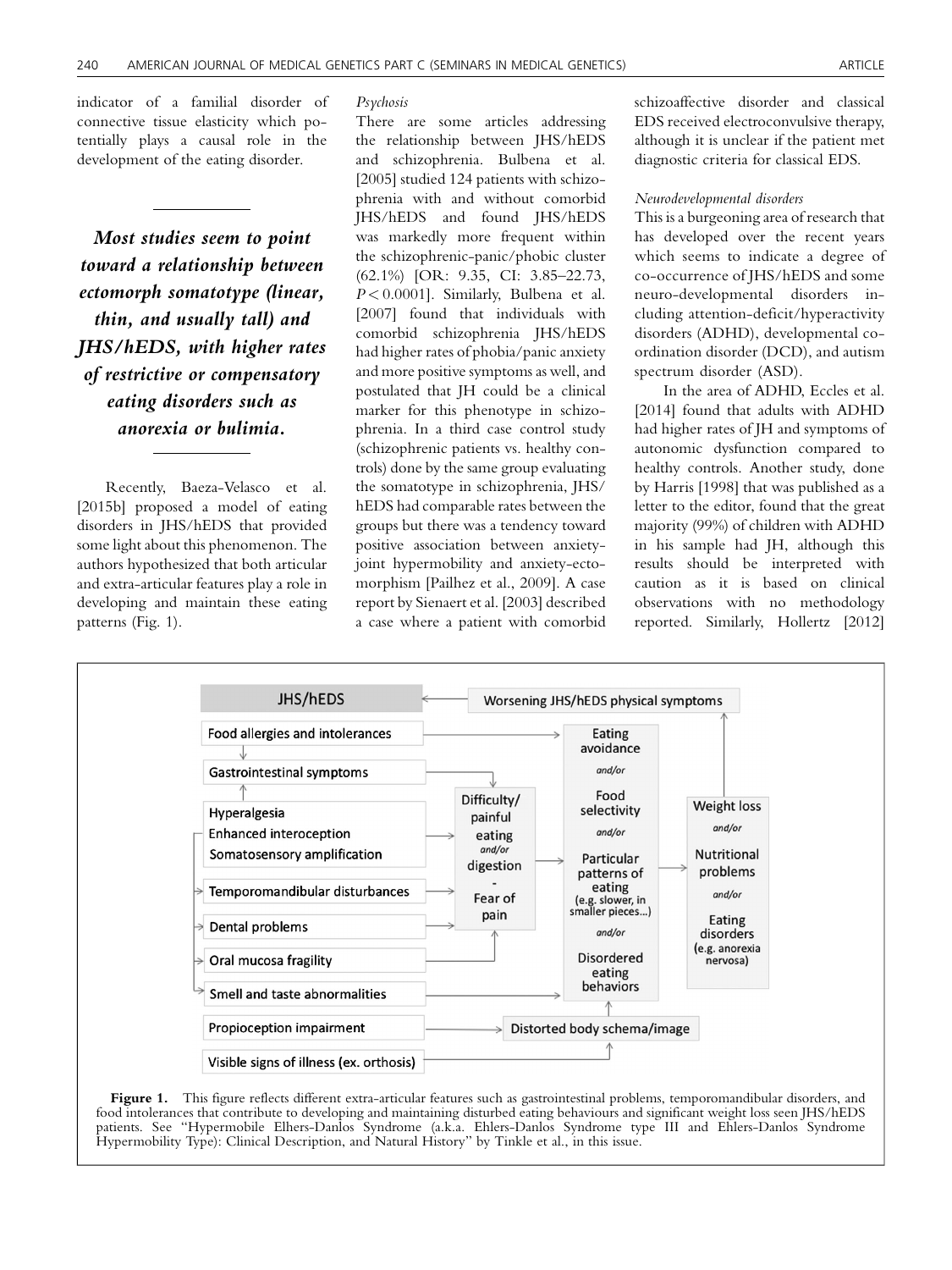indicator of a familial disorder of connective tissue elasticity which potentially plays a causal role in the development of the eating disorder.

> ***Most studies seem to point toward a relationship between ectomorph somatotype (linear, thin, and usually tall) and JHS/hEDS, with higher rates of restrictive or compensatory eating disorders such as anorexia or bulimia.***

Recently, Baeza-Velasco et al. [2015b] proposed a model of eating disorders in JHS/hEDS that provided some light about this phenomenon. The authors hypothesized that both articular and extra-articular features play a role in developing and maintain these eating patterns (Fig. 1).

*Psychosis*

There are some articles addressing the relationship between JHS/hEDS and schizophrenia. Bulbena et al. [2005] studied 124 patients with schizophrenia with and without comorbid JHS/hEDS and found JHS/hEDS was markedly more frequent within the schizophrenic-panic/phobic cluster (62.1%) [OR: 9.35, CI: 3.85–22.73, $P < 0.0001$]. Similarly, Bulbena et al. [2007] found that individuals with comorbid schizophrenia JHS/hEDS had higher rates of phobia/panic anxiety and more positive symptoms as well, and postulated that JH could be a clinical marker for this phenotype in schizophrenia. In a third case control study (schizophrenic patients vs. healthy controls) done by the same group evaluating the somatotype in schizophrenia, JHS/hEDS had comparable rates between the groups but there was a tendency toward positive association between anxiety-joint hypermobility and anxiety-ectomorphism [Pailhez et al., 2009]. A case report by Sienaert et al. [2003] described a case where a patient with comorbid schizoaffective disorder and classical EDS received electroconvulsive therapy, although it is unclear if the patient met diagnostic criteria for classical EDS.

*Neurodevelopmental disorders*

This is a burgeoning area of research that has developed over the recent years which seems to indicate a degree of co-occurrence of JHS/hEDS and some neuro-developmental disorders including attention-deficit/hyperactivity disorders (ADHD), developmental coordination disorder (DCD), and autism spectrum disorder (ASD).

In the area of ADHD, Eccles et al. [2014] found that adults with ADHD had higher rates of JH and symptoms of autonomic dysfunction compared to healthy controls. Another study, done by Harris [1998] that was published as a letter to the editor, found that the great majority (99%) of children with ADHD in his sample had JH, although this results should be interpreted with caution as it is based on clinical observations with no methodology reported. Similarly, Hollertz [2012]

**Figure 1.** This figure reflects different extra-articular features such as gastrointestinal problems, temporomandibular disorders, and food intolerances that contribute to developing and maintaining disturbed eating behaviours and significant weight loss seen JHS/hEDS patients. See "Hypermobile Elhers-Danlos Syndrome (a.k.a. Ehlers-Danlos Syndrome type III and Ehlers-Danlos Syndrome Hypermobility Type): Clinical Description, and Natural History" by Tinkle et al., in this issue.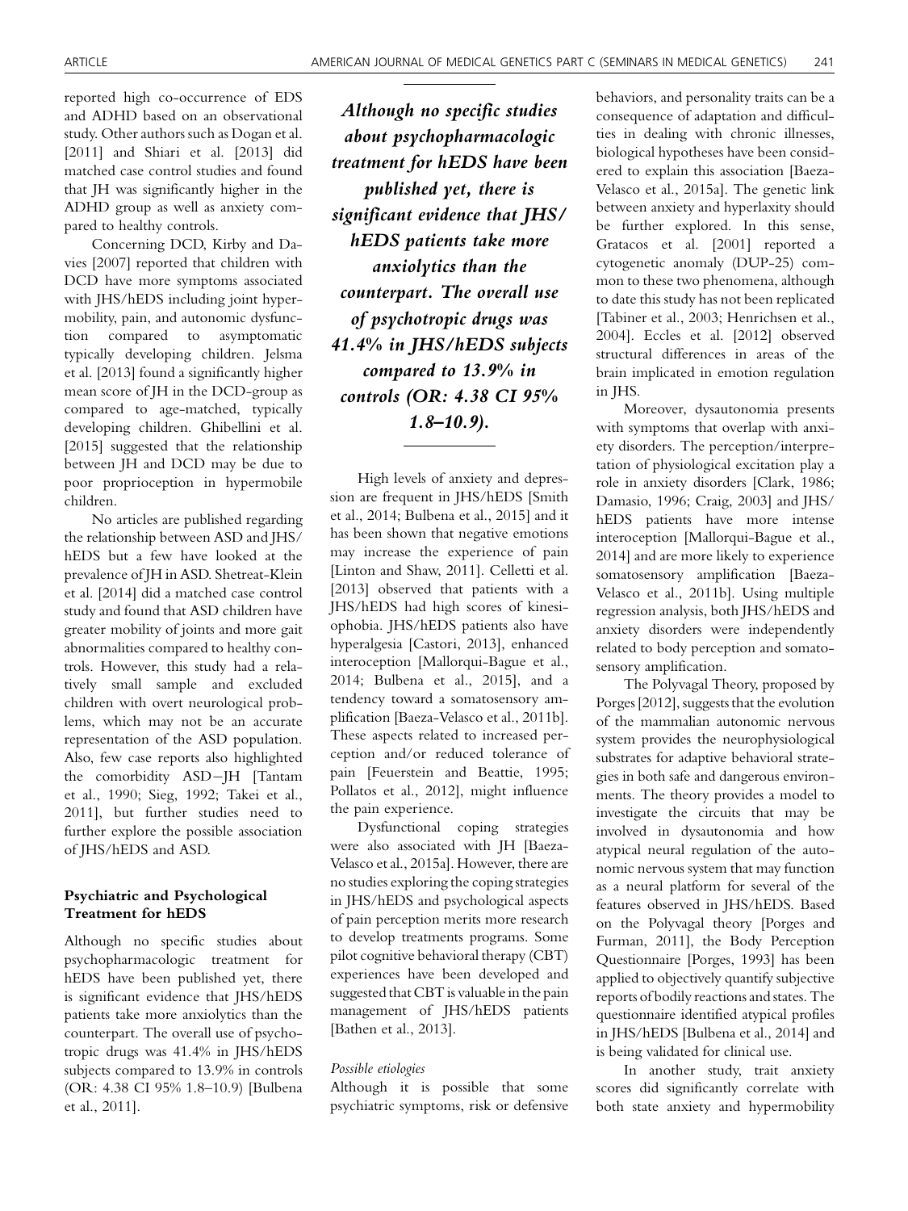reported high co-occurrence of EDS and ADHD based on an observational study. Other authors such as Dogan et al. [2011] and Shiari et al. [2013] did matched case control studies and found that JH was significantly higher in the ADHD group as well as anxiety compared to healthy controls.

Concerning DCD, Kirby and Davies [2007] reported that children with DCD have more symptoms associated with JHS/hEDS including joint hypermobility, pain, and autonomic dysfunction compared to asymptomatic typically developing children. Jelsma et al. [2013] found a significantly higher mean score of JH in the DCD-group as compared to age-matched, typically developing children. Ghibellini et al. [2015] suggested that the relationship between JH and DCD may be due to poor proprioception in hypermobile children.

No articles are published regarding the relationship between ASD and JHS/hEDS but a few have looked at the prevalence of JH in ASD. Shetreat-Klein et al. [2014] did a matched case control study and found that ASD children have greater mobility of joints and more gait abnormalities compared to healthy controls. However, this study had a relatively small sample and excluded children with overt neurological problems, which may not be an accurate representation of the ASD population. Also, few case reports also highlighted the comorbidity ASD–JH [Tantam et al., 1990; Sieg, 1992; Takei et al., 2011], but further studies need to further explore the possible association of JHS/hEDS and ASD.

### Psychiatric and Psychological Treatment for hEDS

Although no specific studies about psychopharmacologic treatment for hEDS have been published yet, there is significant evidence that JHS/hEDS patients take more anxiolytics than the counterpart. The overall use of psychotropic drugs was 41.4% in JHS/hEDS subjects compared to 13.9% in controls (OR: 4.38 CI 95% 1.8–10.9) [Bulbena et al., 2011].

*Although no specific studies about psychopharmacologic treatment for hEDS have been published yet, there is significant evidence that JHS/hEDS patients take more anxiolytics than the counterpart. The overall use of psychotropic drugs was 41.4% in JHS/hEDS subjects compared to 13.9% in controls (OR: 4.38 CI 95% 1.8–10.9).*

High levels of anxiety and depression are frequent in JHS/hEDS [Smith et al., 2014; Bulbena et al., 2015] and it has been shown that negative emotions may increase the experience of pain [Linton and Shaw, 2011]. Celletti et al. [2013] observed that patients with a JHS/hEDS had high scores of kinesiophobia. JHS/hEDS patients also have hyperalgesia [Castori, 2013], enhanced interoception [Mallorqui-Bague et al., 2014; Bulbena et al., 2015], and a tendency toward a somatosensory amplification [Baeza-Velasco et al., 2011b]. These aspects related to increased perception and/or reduced tolerance of pain [Feuerstein and Beattie, 1995; Pollatos et al., 2012], might influence the pain experience.

Dysfunctional coping strategies were also associated with JH [Baeza-Velasco et al., 2015a]. However, there are no studies exploring the coping strategies in JHS/hEDS and psychological aspects of pain perception merits more research to develop treatments programs. Some pilot cognitive behavioral therapy (CBT) experiences have been developed and suggested that CBT is valuable in the pain management of JHS/hEDS patients [Bathen et al., 2013].

#### *Possible etiologies*

Although it is possible that some psychiatric symptoms, risk or defensive behaviors, and personality traits can be a consequence of adaptation and difficulties in dealing with chronic illnesses, biological hypotheses have been considered to explain this association [Baeza-Velasco et al., 2015a]. The genetic link between anxiety and hyperlaxity should be further explored. In this sense, Gratacos et al. [2001] reported a cytogenetic anomaly (DUP-25) common to these two phenomena, although to date this study has not been replicated [Tabiner et al., 2003; Henrichsen et al., 2004]. Eccles et al. [2012] observed structural differences in areas of the brain implicated in emotion regulation in JHS.

Moreover, dysautonomia presents with symptoms that overlap with anxiety disorders. The perception/interpretation of physiological excitation play a role in anxiety disorders [Clark, 1986; Damasio, 1996; Craig, 2003] and JHS/hEDS patients have more intense interoception [Mallorqui-Bague et al., 2014] and are more likely to experience somatosensory amplification [Baeza-Velasco et al., 2011b]. Using multiple regression analysis, both JHS/hEDS and anxiety disorders were independently related to body perception and somatosensory amplification.

The Polyvagal Theory, proposed by Porges [2012], suggests that the evolution of the mammalian autonomic nervous system provides the neurophysiological substrates for adaptive behavioral strategies in both safe and dangerous environments. The theory provides a model to investigate the circuits that may be involved in dysautonomia and how atypical neural regulation of the autonomic nervous system that may function as a neural platform for several of the features observed in JHS/hEDS. Based on the Polyvagal theory [Porges and Furman, 2011], the Body Perception Questionnaire [Porges, 1993] has been applied to objectively quantify subjective reports of bodily reactions and states. The questionnaire identified atypical profiles in JHS/hEDS [Bulbena et al., 2014] and is being validated for clinical use.

In another study, trait anxiety scores did significantly correlate with both state anxiety and hypermobility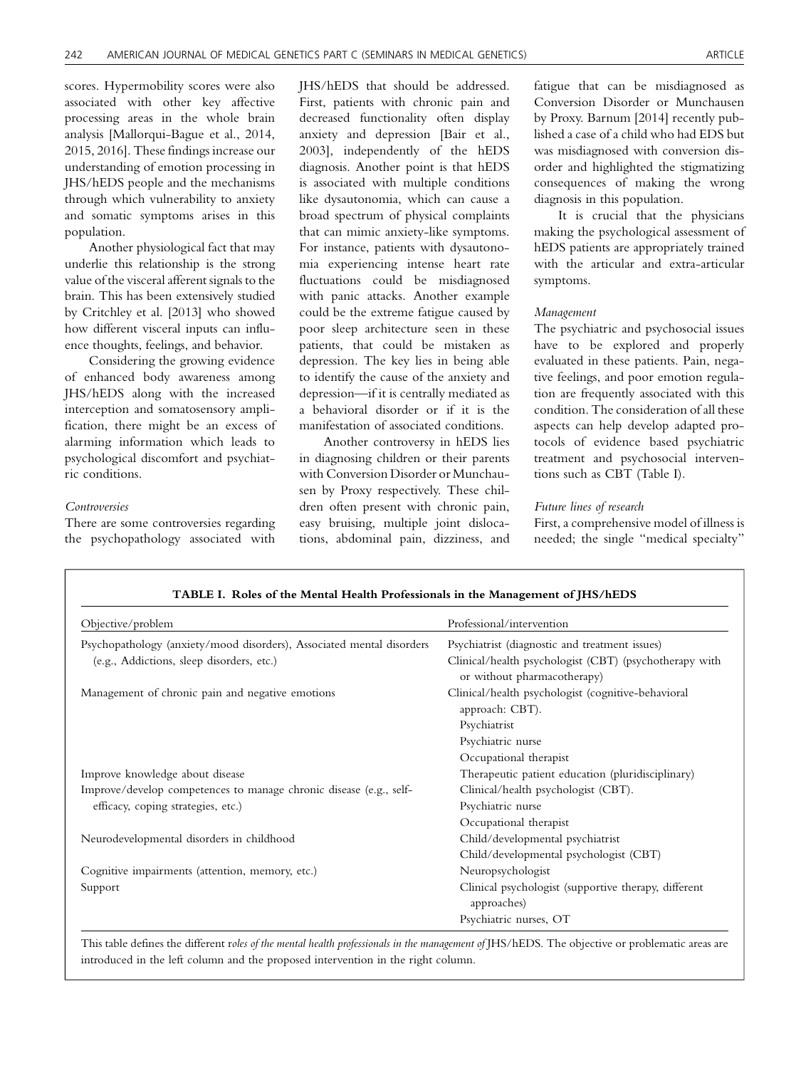scores. Hypermobility scores were also associated with other key affective processing areas in the whole brain analysis [Mallorqui-Bague et al., 2014, 2015, 2016]. These findings increase our understanding of emotion processing in JHS/hEDS people and the mechanisms through which vulnerability to anxiety and somatic symptoms arises in this population.

Another physiological fact that may underlie this relationship is the strong value of the visceral afferent signals to the brain. This has been extensively studied by Critchley et al. [2013] who showed how different visceral inputs can influence thoughts, feelings, and behavior.

Considering the growing evidence of enhanced body awareness among JHS/hEDS along with the increased interception and somatosensory amplification, there might be an excess of alarming information which leads to psychological discomfort and psychiatric conditions.

*Controversies*

There are some controversies regarding the psychopathology associated with JHS/hEDS that should be addressed. First, patients with chronic pain and decreased functionality often display anxiety and depression [Bair et al., 2003], independently of the hEDS diagnosis. Another point is that hEDS is associated with multiple conditions like dysautonomia, which can cause a broad spectrum of physical complaints that can mimic anxiety-like symptoms. For instance, patients with dysautonomia experiencing intense heart rate fluctuations could be misdiagnosed with panic attacks. Another example could be the extreme fatigue caused by poor sleep architecture seen in these patients, that could be mistaken as depression. The key lies in being able to identify the cause of the anxiety and depression—if it is centrally mediated as a behavioral disorder or if it is the manifestation of associated conditions.

Another controversy in hEDS lies in diagnosing children or their parents with Conversion Disorder or Munchausen by Proxy respectively. These children often present with chronic pain, easy bruising, multiple joint dislocations, abdominal pain, dizziness, and fatigue that can be misdiagnosed as Conversion Disorder or Munchausen by Proxy. Barnum [2014] recently published a case of a child who had EDS but was misdiagnosed with conversion disorder and highlighted the stigmatizing consequences of making the wrong diagnosis in this population.

It is crucial that the physicians making the psychological assessment of hEDS patients are appropriately trained with the articular and extra-articular symptoms.

*Management*

The psychiatric and psychosocial issues have to be explored and properly evaluated in these patients. Pain, negative feelings, and poor emotion regulation are frequently associated with this condition. The consideration of all these aspects can help develop adapted protocols of evidence based psychiatric treatment and psychosocial interventions such as CBT (Table I).

*Future lines of research*

First, a comprehensive model of illness is needed; the single "medical specialty"

**TABLE I. Roles of the Mental Health Professionals in the Management of JHS/hEDS**

| Objective/problem | Professional/intervention |
|---|---|
| Psychopathology (anxiety/mood disorders), Associated mental disorders (e.g., Addictions, sleep disorders, etc.) | Psychiatrist (diagnostic and treatment issues)<br>Clinical/health psychologist (CBT) (psychotherapy with or without pharmacotherapy) |
| Management of chronic pain and negative emotions | Clinical/health psychologist (cognitive-behavioral approach: CBT).<br>Psychiatrist<br>Psychiatric nurse<br>Occupational therapist |
| Improve knowledge about disease | Therapeutic patient education (pluridisciplinary) |
| Improve/develop competences to manage chronic disease (e.g., self-efficacy, coping strategies, etc.) | Clinical/health psychologist (CBT).<br>Psychiatric nurse<br>Occupational therapist |
| Neurodevelopmental disorders in childhood | Child/developmental psychiatrist<br>Child/developmental psychologist (CBT) |
| Cognitive impairments (attention, memory, etc.) | Neuropsychologist |
| Support | Clinical psychologist (supportive therapy, different approaches)<br>Psychiatric nurses, OT |

This table defines the different r*oles of the mental health professionals in the management of* JHS/hEDS. The objective or problematic areas are introduced in the left column and the proposed intervention in the right column.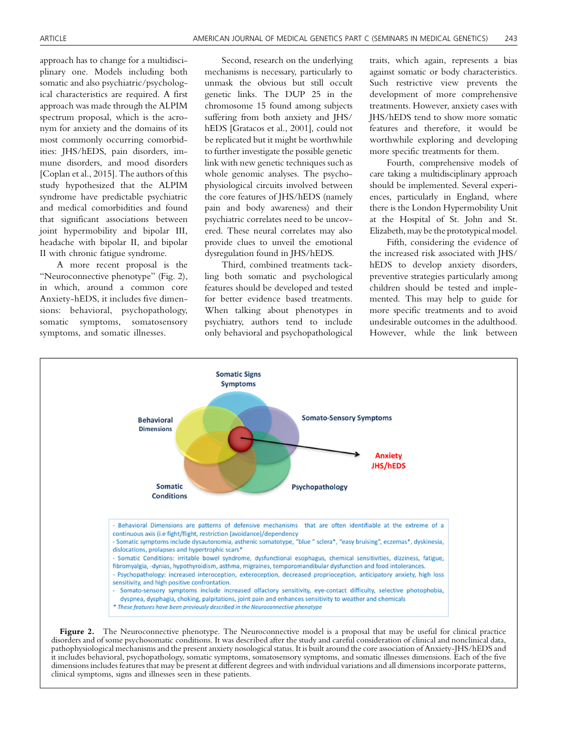approach has to change for a multidisciplinary one. Models including both somatic and also psychiatric/psychological characteristics are required. A first approach was made through the ALPIM spectrum proposal, which is the acronym for anxiety and the domains of its most commonly occurring comorbidities: JHS/hEDS, pain disorders, immune disorders, and mood disorders [Coplan et al., 2015]. The authors of this study hypothesized that the ALPIM syndrome have predictable psychiatric and medical comorbidities and found that significant associations between joint hypermobility and bipolar III, headache with bipolar II, and bipolar II with chronic fatigue syndrome.

A more recent proposal is the "Neuroconnective phenotype" (Fig. 2), in which, around a common core Anxiety-hEDS, it includes five dimensions: behavioral, psychopathology, somatic symptoms, somatosensory symptoms, and somatic illnesses.

Second, research on the underlying mechanisms is necessary, particularly to unmask the obvious but still occult genetic links. The DUP 25 in the chromosome 15 found among subjects suffering from both anxiety and JHS/hEDS [Gratacos et al., 2001], could not be replicated but it might be worthwhile to further investigate the possible genetic link with new genetic techniques such as whole genomic analyses. The psychophysiological circuits involved between the core features of JHS/hEDS (namely pain and body awareness) and their psychiatric correlates need to be uncovered. These neural correlates may also provide clues to unveil the emotional dysregulation found in JHS/hEDS.

Third, combined treatments tackling both somatic and psychological features should be developed and tested for better evidence based treatments. When talking about phenotypes in psychiatry, authors tend to include only behavioral and psychopathological traits, which again, represents a bias against somatic or body characteristics. Such restrictive view prevents the development of more comprehensive treatments. However, anxiety cases with JHS/hEDS tend to show more somatic features and therefore, it would be worthwhile exploring and developing more specific treatments for them.

Fourth, comprehensive models of care taking a multidisciplinary approach should be implemented. Several experiences, particularly in England, where there is the London Hypermobility Unit at the Hospital of St. John and St. Elizabeth, may be the prototypical model.

Fifth, considering the evidence of the increased risk associated with JHS/hEDS to develop anxiety disorders, preventive strategies particularly among children should be tested and implemented. This may help to guide for more specific treatments and to avoid undesirable outcomes in the adulthood. However, while the link between

Somatic Signs Symptoms

Behavioral Dimensions

Somato-Sensory Symptoms

Anxiety JHS/hEDS

Somatic Conditions

Psychopathology

- Behavioral Dimensions are patterns of defensive mechanisms that are often identifiable at the extreme of a continuous axis (i.e fight/flight, restriction (avoidance)/dependency
- Somatic symptoms include dysautonomia, asthenic somatotype, "blue " sclera*, "easy bruising", eczemas*, dyskinesia, dislocations, prolapses and hypertrophic scars*
- Somatic Conditions: irritable bowel syndrome, dysfunctional esophagus, chemical sensitivities, dizziness, fatigue, fibromyalgia, -dynias, hypothyroidism, asthma, migraines, temporomandibular dysfunction and food intolerances.
- Psychopathology: increased interoception, exteroception, decreased proprioception, anticipatory anxiety, high loss sensitivity, and high positive confrontation.
- Somato-sensory symptoms include increased olfactory sensitivity, eye-contact difficulty, selective photophobia, dyspnea, dysphagia, choking, palpitations, joint pain and enhances sensitivity to weather and chemicals

*\* These features have been previously described in the Neuroconnective phenotype*

**Figure 2.** The Neuroconnective phenotype. The Neuroconnective model is a proposal that may be useful for clinical practice disorders and of some psychosomatic conditions. It was described after the study and careful consideration of clinical and nonclinical data, pathophysiological mechanisms and the present anxiety nosological status. It is built around the core association of Anxiety-JHS/hEDS and it includes behavioral, psychopathology, somatic symptoms, somatosensory symptoms, and somatic illnesses dimensions. Each of the five dimensions includes features that may be present at different degrees and with individual variations and all dimensions incorporate patterns, clinical symptoms, signs and illnesses seen in these patients.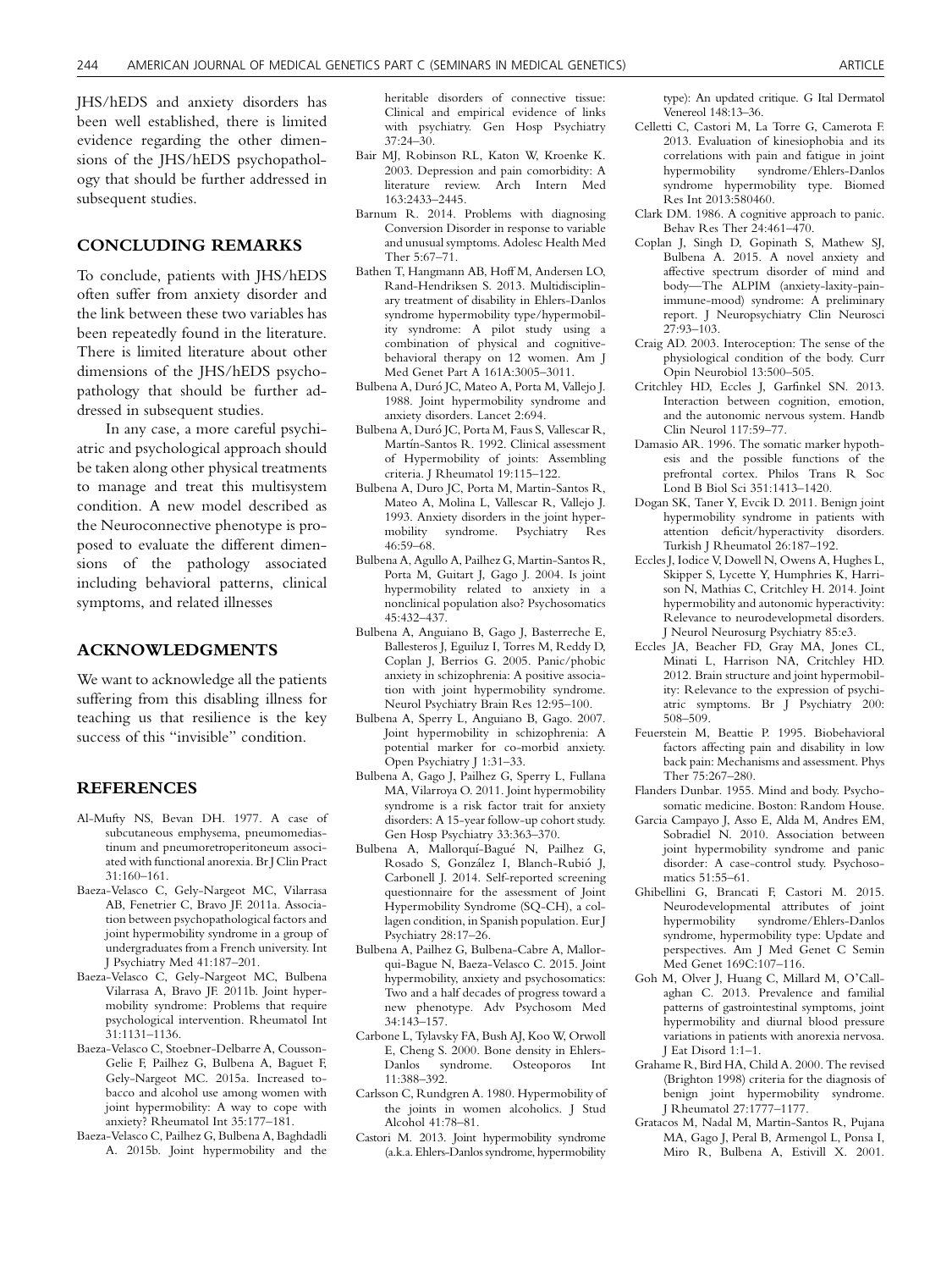JHS/hEDS and anxiety disorders has been well established, there is limited evidence regarding the other dimensions of the JHS/hEDS psychopathology that should be further addressed in subsequent studies.

## CONCLUDING REMARKS

To conclude, patients with JHS/hEDS often suffer from anxiety disorder and the link between these two variables has been repeatedly found in the literature. There is limited literature about other dimensions of the JHS/hEDS psychopathology that should be further addressed in subsequent studies.

In any case, a more careful psychiatric and psychological approach should be taken along other physical treatments to manage and treat this multisystem condition. A new model described as the Neuroconnective phenotype is proposed to evaluate the different dimensions of the pathology associated including behavioral patterns, clinical symptoms, and related illnesses

## ACKNOWLEDGMENTS

We want to acknowledge all the patients suffering from this disabling illness for teaching us that resilience is the key success of this "invisible" condition.

## REFERENCES

Al-Mufty NS, Bevan DH. 1977. A case of subcutaneous emphysema, pneumomediastinum and pneumoretroperitoneum associated with functional anorexia. Br J Clin Pract 31:160–161.

Baeza-Velasco C, Gely-Nargeot MC, Vilarrasa AB, Fenetrier C, Bravo JF. 2011a. Association between psychopathological factors and joint hypermobility syndrome in a group of undergraduates from a French university. Int J Psychiatry Med 41:187–201.

Baeza-Velasco C, Gely-Nargeot MC, Bulbena Vilarrasa A, Bravo JF. 2011b. Joint hypermobility syndrome: Problems that require psychological intervention. Rheumatol Int 31:1131–1136.

Baeza-Velasco C, Stoebner-Delbarre A, Cousson-Gelie F, Pailhez G, Bulbena A, Baguet F, Gely-Nargeot MC. 2015a. Increased tobacco and alcohol use among women with joint hypermobility: A way to cope with anxiety? Rheumatol Int 35:177–181.

Baeza-Velasco C, Pailhez G, Bulbena A, Baghdadli A. 2015b. Joint hypermobility and the heritable disorders of connective tissue: Clinical and empirical evidence of links with psychiatry. Gen Hosp Psychiatry 37:24–30.

Bair MJ, Robinson RL, Katon W, Kroenke K. 2003. Depression and pain comorbidity: A literature review. Arch Intern Med 163:2433–2445.

Barnum R. 2014. Problems with diagnosing Conversion Disorder in response to variable and unusual symptoms. Adolesc Health Med Ther 5:67–71.

Bathen T, Hangmann AB, Hoff M, Andersen LO, Rand-Hendriksen S. 2013. Multidisciplinary treatment of disability in Ehlers-Danlos syndrome hypermobility type/hypermobility syndrome: A pilot study using a combination of physical and cognitive-behavioral therapy on 12 women. Am J Med Genet Part A 161A:3005–3011.

Bulbena A, Duró JC, Mateo A, Porta M, Vallejo J. 1988. Joint hypermobility syndrome and anxiety disorders. Lancet 2:694.

Bulbena A, Duró JC, Porta M, Faus S, Vallescar R, Martín-Santos R. 1992. Clinical assessment of Hypermobility of joints: Assembling criteria. J Rheumatol 19:115–122.

Bulbena A, Duro JC, Porta M, Martin-Santos R, Mateo A, Molina L, Vallescar R, Vallejo J. 1993. Anxiety disorders in the joint hypermobility syndrome. Psychiatry Res 46:59–68.

Bulbena A, Agullo A, Pailhez G, Martin-Santos R, Porta M, Guitart J, Gago J. 2004. Is joint hypermobility related to anxiety in a nonclinical population also? Psychosomatics 45:432–437.

Bulbena A, Anguiano B, Gago J, Basterreche E, Ballesteros J, Eguiluz I, Torres M, Reddy D, Coplan J, Berrios G. 2005. Panic/phobic anxiety in schizophrenia: A positive association with joint hypermobility syndrome. Neurol Psychiatry Brain Res 12:95–100.

Bulbena A, Sperry L, Anguiano B, Gago. 2007. Joint hypermobility in schizophrenia: A potential marker for co-morbid anxiety. Open Psychiatry J 1:31–33.

Bulbena A, Gago J, Pailhez G, Sperry L, Fullana MA, Vilarroya O. 2011. Joint hypermobility syndrome is a risk factor trait for anxiety disorders: A 15-year follow-up cohort study. Gen Hosp Psychiatry 33:363–370.

Bulbena A, Mallorquí-Bagué N, Pailhez G, Rosado S, González I, Blanch-Rubió J, Carbonell J. 2014. Self-reported screening questionnaire for the assessment of Joint Hypermobility Syndrome (SQ-CH), a collagen condition, in Spanish population. Eur J Psychiatry 28:17–26.

Bulbena A, Pailhez G, Bulbena-Cabre A, Mallorqui-Bague N, Baeza-Velasco C. 2015. Joint hypermobility, anxiety and psychosomatics: Two and a half decades of progress toward a new phenotype. Adv Psychosom Med 34:143–157.

Carbone L, Tylavsky FA, Bush AJ, Koo W, Orwoll E, Cheng S. 2000. Bone density in Ehlers-Danlos syndrome. Osteoporos Int 11:388–392.

Carlsson C, Rundgren A. 1980. Hypermobility of the joints in women alcoholics. J Stud Alcohol 41:78–81.

Castori M. 2013. Joint hypermobility syndrome (a.k.a. Ehlers-Danlos syndrome, hypermobility type): An updated critique. G Ital Dermatol Venereol 148:13–36.

Celletti C, Castori M, La Torre G, Camerota F. 2013. Evaluation of kinesiophobia and its correlations with pain and fatigue in joint hypermobility syndrome/Ehlers-Danlos syndrome hypermobility type. Biomed Res Int 2013:580460.

Clark DM. 1986. A cognitive approach to panic. Behav Res Ther 24:461–470.

Coplan J, Singh D, Gopinath S, Mathew SJ, Bulbena A. 2015. A novel anxiety and affective spectrum disorder of mind and body—The ALPIM (anxiety-laxity-pain-immune-mood) syndrome: A preliminary report. J Neuropsychiatry Clin Neurosci 27:93–103.

Craig AD. 2003. Interoception: The sense of the physiological condition of the body. Curr Opin Neurobiol 13:500–505.

Critchley HD, Eccles J, Garfinkel SN. 2013. Interaction between cognition, emotion, and the autonomic nervous system. Handb Clin Neurol 117:59–77.

Damasio AR. 1996. The somatic marker hypothesis and the possible functions of the prefrontal cortex. Philos Trans R Soc Lond B Biol Sci 351:1413–1420.

Dogan SK, Taner Y, Evcik D. 2011. Benign joint hypermobility syndrome in patients with attention deficit/hyperactivity disorders. Turkish J Rheumatol 26:187–192.

Eccles J, Iodice V, Dowell N, Owens A, Hughes L, Skipper S, Lycette Y, Humphries K, Harrison N, Mathias C, Critchley H. 2014. Joint hypermobility and autonomic hyperactivity: Relevance to neurodevelopmetal disorders. J Neurol Neurosurg Psychiatry 85:e3.

Eccles JA, Beacher FD, Gray MA, Jones CL, Minati L, Harrison NA, Critchley HD. 2012. Brain structure and joint hypermobility: Relevance to the expression of psychiatric symptoms. Br J Psychiatry 200: 508–509.

Feuerstein M, Beattie P. 1995. Biobehavioral factors affecting pain and disability in low back pain: Mechanisms and assessment. Phys Ther 75:267–280.

Flanders Dunbar. 1955. Mind and body. Psychosomatic medicine. Boston: Random House.

Garcia Campayo J, Asso E, Alda M, Andres EM, Sobradiel N. 2010. Association between joint hypermobility syndrome and panic disorder: A case-control study. Psychosomatics 51:55–61.

Ghibellini G, Brancati F, Castori M. 2015. Neurodevelopmental attributes of joint hypermobility syndrome/Ehlers-Danlos syndrome, hypermobility type: Update and perspectives. Am J Med Genet C Semin Med Genet 169C:107–116.

Goh M, Olver J, Huang C, Millard M, O'Callaghan C. 2013. Prevalence and familial patterns of gastrointestinal symptoms, joint hypermobility and diurnal blood pressure variations in patients with anorexia nervosa. J Eat Disord 1:1–1.

Grahame R, Bird HA, Child A. 2000. The revised (Brighton 1998) criteria for the diagnosis of benign joint hypermobility syndrome. J Rheumatol 27:1777–1177.

Gratacos M, Nadal M, Martin-Santos R, Pujana MA, Gago J, Peral B, Armengol L, Ponsa I, Miro R, Bulbena A, Estivill X. 2001.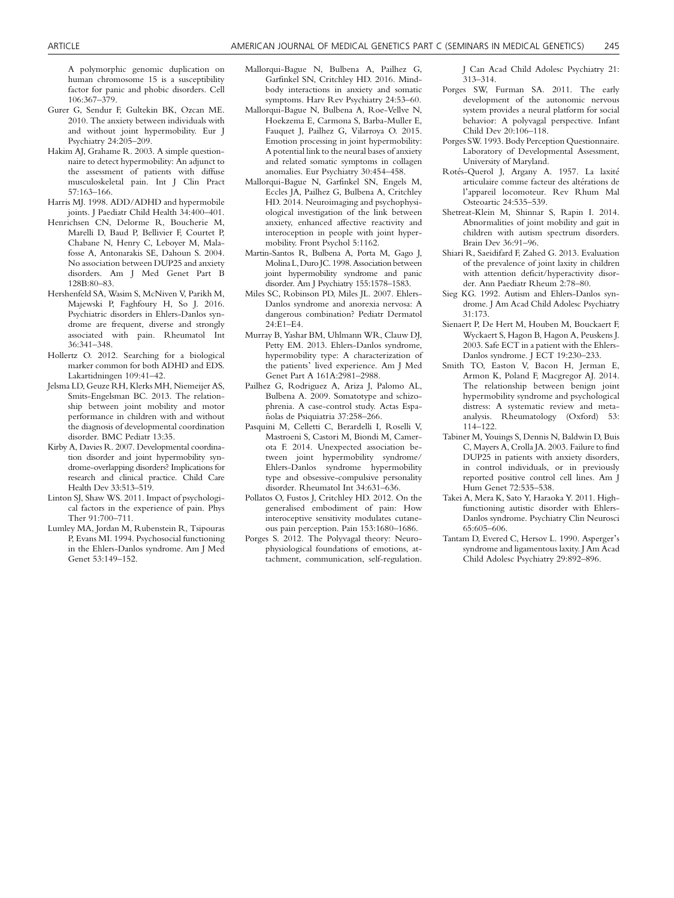A polymorphic genomic duplication on human chromosome 15 is a susceptibility factor for panic and phobic disorders. Cell 106:367–379.

Gurer G, Sendur F, Gultekin BK, Ozcan ME. 2010. The anxiety between individuals with and without joint hypermobility. Eur J Psychiatry 24:205–209.

Hakim AJ, Grahame R. 2003. A simple questionnaire to detect hypermobility: An adjunct to the assessment of patients with diffuse musculoskeletal pain. Int J Clin Pract 57:163–166.

Harris MJ. 1998. ADD/ADHD and hypermobile joints. J Paediatr Child Health 34:400–401.

Henrichsen CN, Delorme R, Boucherie M, Marelli D, Baud P, Bellivier F, Courtet P, Chabane N, Henry C, Leboyer M, Malafosse A, Antonarakis SE, Dahoun S. 2004. No association between DUP25 and anxiety disorders. Am J Med Genet Part B 128B:80–83.

Hershenfeld SA, Wasim S, McNiven V, Parikh M, Majewski P, Faghfoury H, So J. 2016. Psychiatric disorders in Ehlers-Danlos syndrome are frequent, diverse and strongly associated with pain. Rheumatol Int 36:341–348.

Hollertz O. 2012. Searching for a biological marker common for both ADHD and EDS. Lakartidningen 109:41–42.

Jelsma LD, Geuze RH, Klerks MH, Niemeijer AS, Smits-Engelsman BC. 2013. The relationship between joint mobility and motor performance in children with and without the diagnosis of developmental coordination disorder. BMC Pediatr 13:35.

Kirby A, Davies R. 2007. Developmental coordination disorder and joint hypermobility syndrome-overlapping disorders? Implications for research and clinical practice. Child Care Health Dev 33:513–519.

Linton SJ, Shaw WS. 2011. Impact of psychological factors in the experience of pain. Phys Ther 91:700–711.

Lumley MA, Jordan M, Rubenstein R, Tsipouras P, Evans MI. 1994. Psychosocial functioning in the Ehlers-Danlos syndrome. Am J Med Genet 53:149–152.

Mallorqui-Bague N, Bulbena A, Pailhez G, Garfinkel SN, Critchley HD. 2016. Mind-body interactions in anxiety and somatic symptoms. Harv Rev Psychiatry 24:53–60.

Mallorqui-Bague N, Bulbena A, Roe-Vellve N, Hoekzema E, Carmona S, Barba-Muller E, Fauquet J, Pailhez G, Vilarroya O. 2015. Emotion processing in joint hypermobility: A potential link to the neural bases of anxiety and related somatic symptoms in collagen anomalies. Eur Psychiatry 30:454–458.

Mallorqui-Bague N, Garfinkel SN, Engels M, Eccles JA, Pailhez G, Bulbena A, Critchley HD. 2014. Neuroimaging and psychophysiological investigation of the link between anxiety, enhanced affective reactivity and interoception in people with joint hypermobility. Front Psychol 5:1162.

Martin-Santos R, Bulbena A, Porta M, Gago J, Molina L, Duro JC. 1998. Association between joint hypermobility syndrome and panic disorder. Am J Psychiatry 155:1578–1583.

Miles SC, Robinson PD, Miles JL. 2007. Ehlers-Danlos syndrome and anorexia nervosa: A dangerous combination? Pediatr Dermatol 24:E1–E4.

Murray B, Yashar BM, Uhlmann WR, Clauw DJ, Petty EM. 2013. Ehlers-Danlos syndrome, hypermobility type: A characterization of the patients' lived experience. Am J Med Genet Part A 161A:2981–2988.

Pailhez G, Rodriguez A, Ariza J, Palomo AL, Bulbena A. 2009. Somatotype and schizophrenia. A case-control study. Actas Españolas de Psiquiatria 37:258–266.

Pasquini M, Celletti C, Berardelli I, Roselli V, Mastroeni S, Castori M, Biondi M, Camerota F. 2014. Unexpected association between joint hypermobility syndrome/Ehlers-Danlos syndrome hypermobility type and obsessive-compulsive personality disorder. Rheumatol Int 34:631–636.

Pollatos O, Fustos J, Critchley HD. 2012. On the generalised embodiment of pain: How interoceptive sensitivity modulates cutaneous pain perception. Pain 153:1680–1686.

Porges S. 2012. The Polyvagal theory: Neurophysiological foundations of emotions, attachment, communication, self-regulation. J Can Acad Child Adolesc Psychiatry 21: 313–314.

Porges SW, Furman SA. 2011. The early development of the autonomic nervous system provides a neural platform for social behavior: A polyvagal perspective. Infant Child Dev 20:106–118.

Porges SW. 1993. Body Perception Questionnaire. Laboratory of Developmental Assessment, University of Maryland.

Rotés-Querol J, Argany A. 1957. La laxité articulaire comme facteur des altérations de l'appareil locomoteur. Rev Rhum Mal Osteoartic 24:535–539.

Shetreat-Klein M, Shinnar S, Rapin I. 2014. Abnormalities of joint mobility and gait in children with autism spectrum disorders. Brain Dev 36:91–96.

Shiari R, Saeidifard F, Zahed G. 2013. Evaluation of the prevalence of joint laxity in children with attention deficit/hyperactivity disorder. Ann Paediatr Rheum 2:78–80.

Sieg KG. 1992. Autism and Ehlers-Danlos syndrome. J Am Acad Child Adolesc Psychiatry 31:173.

Sienaert P, De Hert M, Houben M, Bouckaert F, Wyckaert S, Hagon B, Hagon A, Peuskens J. 2003. Safe ECT in a patient with the Ehlers-Danlos syndrome. J ECT 19:230–233.

Smith TO, Easton V, Bacon H, Jerman E, Armon K, Poland F, Macgregor AJ. 2014. The relationship between benign joint hypermobility syndrome and psychological distress: A systematic review and meta-analysis. Rheumatology (Oxford) 53: 114–122.

Tabiner M, Youings S, Dennis N, Baldwin D, Buis C, Mayers A, Crolla JA. 2003. Failure to find DUP25 in patients with anxiety disorders, in control individuals, or in previously reported positive control cell lines. Am J Hum Genet 72:535–538.

Takei A, Mera K, Sato Y, Haraoka Y. 2011. High-functioning autistic disorder with Ehlers-Danlos syndrome. Psychiatry Clin Neurosci 65:605–606.

Tantam D, Evered C, Hersov L. 1990. Asperger's syndrome and ligamentous laxity. J Am Acad Child Adolesc Psychiatry 29:892–896.